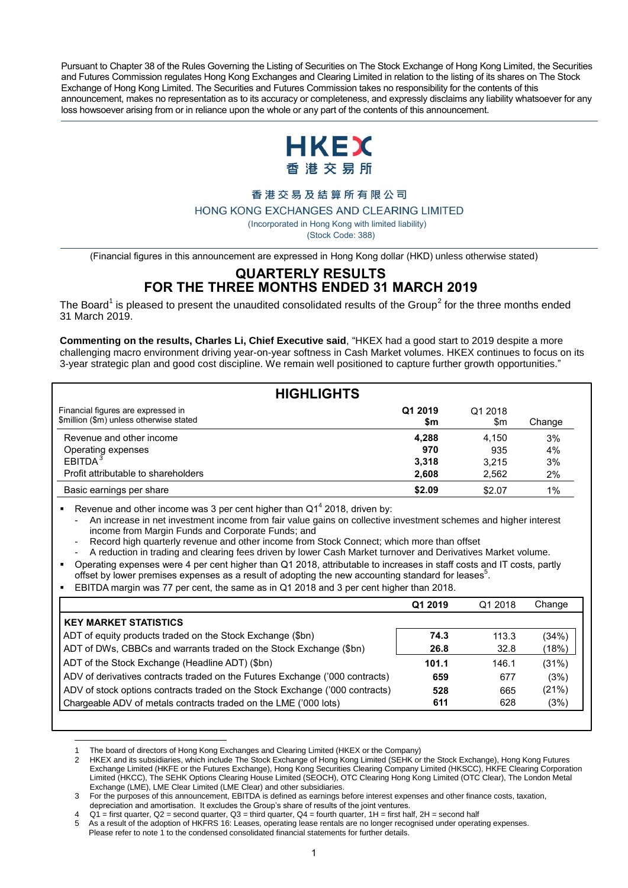Pursuant to Chapter 38 of the Rules Governing the Listing of Securities on The Stock Exchange of Hong Kong Limited, the Securities and Futures Commission regulates Hong Kong Exchanges and Clearing Limited in relation to the listing of its shares on The Stock Exchange of Hong Kong Limited. The Securities and Futures Commission takes no responsibility for the contents of this announcement, makes no representation as to its accuracy or completeness, and expressly disclaims any liability whatsoever for any loss howsoever arising from or in reliance upon the whole or any part of the contents of this announcement.

HKEX
香港交易所

香港交易及結算所有限公司

HONG KONG EXCHANGES AND CLEARING LIMITED

(Incorporated in Hong Kong with limited liability)

(Stock Code: 388)

(Financial figures in this announcement are expressed in Hong Kong dollar (HKD) unless otherwise stated)

# QUARTERLY RESULTS FOR THE THREE MONTHS ENDED 31 MARCH 2019

The Board[1] is pleased to present the unaudited consolidated results of the Group[2] for the three months ended 31 March 2019.

**Commenting on the results, Charles Li, Chief Executive said**, "HKEX had a good start to 2019 despite a more challenging macro environment driving year-on-year softness in Cash Market volumes. HKEX continues to focus on its 3-year strategic plan and good cost discipline. We remain well positioned to capture further growth opportunities."

## HIGHLIGHTS

| Financial figures are expressed in $million ($m) unless otherwise stated | **Q1 2019 $m** | Q1 2018 $m | Change |
|---|---|---|---|
| Revenue and other income | **4,288** | 4,150 | 3% |
| Operating expenses | **970** | 935 | 4% |
| EBITDA[3] | **3,318** | 3,215 | 3% |
| Profit attributable to shareholders | **2,608** | 2,562 | 2% |
| Basic earnings per share | **$2.09** | $2.07 | 1% |

- Revenue and other income was 3 per cent higher than Q1[4] 2018, driven by:
  - An increase in net investment income from fair value gains on collective investment schemes and higher interest income from Margin Funds and Corporate Funds; and
  - Record high quarterly revenue and other income from Stock Connect; which more than offset
  - A reduction in trading and clearing fees driven by lower Cash Market turnover and Derivatives Market volume.
- Operating expenses were 4 per cent higher than Q1 2018, attributable to increases in staff costs and IT costs, partly offset by lower premises expenses as a result of adopting the new accounting standard for leases[5].
- EBITDA margin was 77 per cent, the same as in Q1 2018 and 3 per cent higher than 2018.

| | **Q1 2019** | Q1 2018 | Change |
|---|---|---|---|
| **KEY MARKET STATISTICS** | | | |
| ADT of equity products traded on the Stock Exchange ($bn) | **74.3** | 113.3 | (34%) |
| ADT of DWs, CBBCs and warrants traded on the Stock Exchange ($bn) | **26.8** | 32.8 | (18%) |
| ADT of the Stock Exchange (Headline ADT) ($bn) | **101.1** | 146.1 | (31%) |
| ADV of derivatives contracts traded on the Futures Exchange ('000 contracts) | **659** | 677 | (3%) |
| ADV of stock options contracts traded on the Stock Exchange ('000 contracts) | **528** | 665 | (21%) |
| Chargeable ADV of metals contracts traded on the LME ('000 lots) | **611** | 628 | (3%) |

1 The board of directors of Hong Kong Exchanges and Clearing Limited (HKEX or the Company)

2 HKEX and its subsidiaries, which include The Stock Exchange of Hong Kong Limited (SEHK or the Stock Exchange), Hong Kong Futures Exchange Limited (HKFE or the Futures Exchange), Hong Kong Securities Clearing Company Limited (HKSCC), HKFE Clearing Corporation Limited (HKCC), The SEHK Options Clearing House Limited (SEOCH), OTC Clearing Hong Kong Limited (OTC Clear), The London Metal Exchange (LME), LME Clear Limited (LME Clear) and other subsidiaries.

3 For the purposes of this announcement, EBITDA is defined as earnings before interest expenses and other finance costs, taxation, depreciation and amortisation. It excludes the Group's share of results of the joint ventures.

4 Q1 = first quarter, Q2 = second quarter, Q3 = third quarter, Q4 = fourth quarter, 1H = first half, 2H = second half

5 As a result of the adoption of HKFRS 16: Leases, operating lease rentals are no longer recognised under operating expenses. Please refer to note 1 to the condensed consolidated financial statements for further details.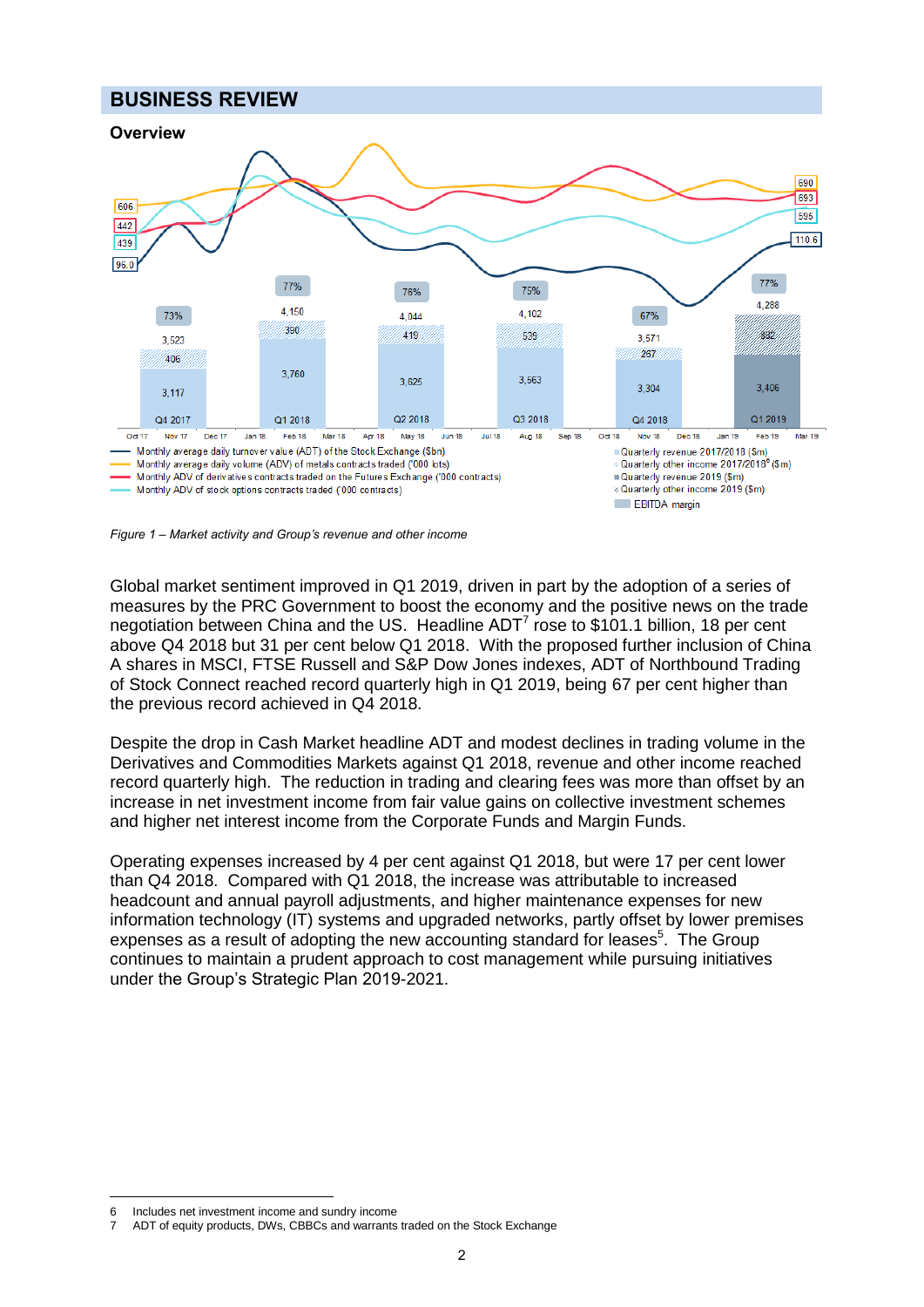# BUSINESS REVIEW

## Overview

*Figure 1 – Market activity and Group's revenue and other income*

Global market sentiment improved in Q1 2019, driven in part by the adoption of a series of measures by the PRC Government to boost the economy and the positive news on the trade negotiation between China and the US. Headline ADT[7] rose to $101.1 billion, 18 per cent above Q4 2018 but 31 per cent below Q1 2018. With the proposed further inclusion of China A shares in MSCI, FTSE Russell and S&P Dow Jones indexes, ADT of Northbound Trading of Stock Connect reached record quarterly high in Q1 2019, being 67 per cent higher than the previous record achieved in Q4 2018.

Despite the drop in Cash Market headline ADT and modest declines in trading volume in the Derivatives and Commodities Markets against Q1 2018, revenue and other income reached record quarterly high. The reduction in trading and clearing fees was more than offset by an increase in net investment income from fair value gains on collective investment schemes and higher net interest income from the Corporate Funds and Margin Funds.

Operating expenses increased by 4 per cent against Q1 2018, but were 17 per cent lower than Q4 2018. Compared with Q1 2018, the increase was attributable to increased headcount and annual payroll adjustments, and higher maintenance expenses for new information technology (IT) systems and upgraded networks, partly offset by lower premises expenses as a result of adopting the new accounting standard for leases[5]. The Group continues to maintain a prudent approach to cost management while pursuing initiatives under the Group's Strategic Plan 2019-2021.

---

6 Includes net investment income and sundry income

7 ADT of equity products, DWs, CBBCs and warrants traded on the Stock Exchange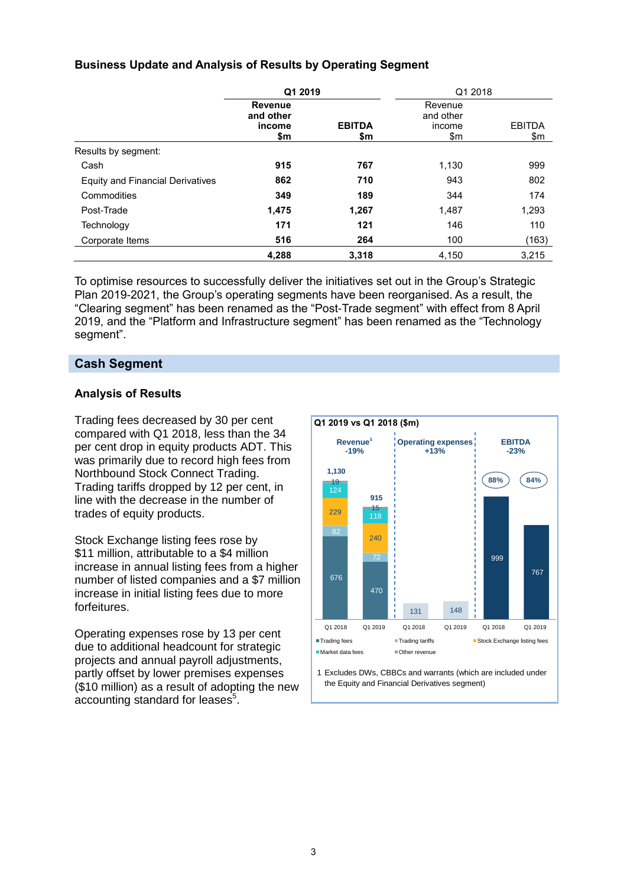### Business Update and Analysis of Results by Operating Segment

| | Q1 2019 | | Q1 2018 | |
|---|---|---|---|---|
| | **Revenue and other income $m** | **EBITDA $m** | Revenue and other income $m | EBITDA $m |
| Results by segment: | | | | |
| Cash | **915** | **767** | 1,130 | 999 |
| Equity and Financial Derivatives | **862** | **710** | 943 | 802 |
| Commodities | **349** | **189** | 344 | 174 |
| Post-Trade | **1,475** | **1,267** | 1,487 | 1,293 |
| Technology | **171** | **121** | 146 | 110 |
| Corporate Items | **516** | **264** | 100 | (163) |
| | **4,288** | **3,318** | 4,150 | 3,215 |

To optimise resources to successfully deliver the initiatives set out in the Group's Strategic Plan 2019-2021, the Group's operating segments have been reorganised. As a result, the "Clearing segment" has been renamed as the "Post-Trade segment" with effect from 8 April 2019, and the "Platform and Infrastructure segment" has been renamed as the "Technology segment".

## Cash Segment

### Analysis of Results

Trading fees decreased by 30 per cent compared with Q1 2018, less than the 34 per cent drop in equity products ADT. This was primarily due to record high fees from Northbound Stock Connect Trading. Trading tariffs dropped by 12 per cent, in line with the decrease in the number of trades of equity products.

Stock Exchange listing fees rose by $11 million, attributable to a $4 million increase in annual listing fees from a higher number of listed companies and a $7 million increase in initial listing fees due to more forfeitures.

Operating expenses rose by 13 per cent due to additional headcount for strategic projects and annual payroll adjustments, partly offset by lower premises expenses ($10 million) as a result of adopting the new accounting standard for leases[5].

**Q1 2019 vs Q1 2018 ($m)**

| | Q1 2018 | Q1 2019 |
|---|---|---|
| **Revenue[1] (-19%)** | 1,130 | 915 |
| Trading fees | 676 | 470 |
| Trading tariffs | 82 | 72 |
| Stock Exchange listing fees | 229 | 240 |
| Market data fees | 124 | 118 |
| Other revenue | 19 | 15 |
| **Operating expenses (+13%)** | 131 | 148 |
| **EBITDA (-23%)** | 999 | 767 |
| EBITDA margin | 88% | 84% |

1 Excludes DWs, CBBCs and warrants (which are included under the Equity and Financial Derivatives segment)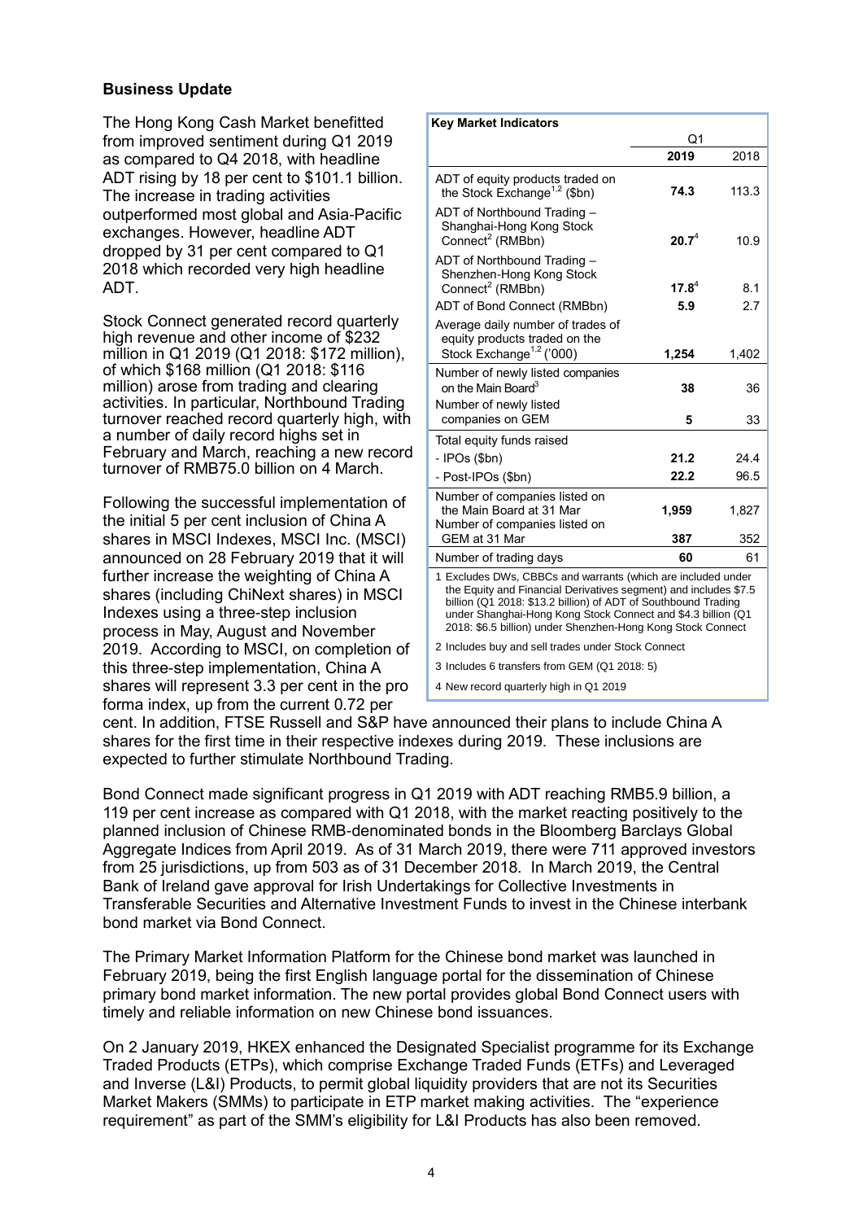**Business Update**

The Hong Kong Cash Market benefitted from improved sentiment during Q1 2019 as compared to Q4 2018, with headline ADT rising by 18 per cent to $101.1 billion. The increase in trading activities outperformed most global and Asia-Pacific exchanges. However, headline ADT dropped by 31 per cent compared to Q1 2018 which recorded very high headline ADT.

Stock Connect generated record quarterly high revenue and other income of $232 million in Q1 2019 (Q1 2018: $172 million), of which $168 million (Q1 2018: $116 million) arose from trading and clearing activities. In particular, Northbound Trading turnover reached record quarterly high, with a number of daily record highs set in February and March, reaching a new record turnover of RMB75.0 billion on 4 March.

| Key Market Indicators | Q1 | |
|---|---|---|
| | **2019** | 2018 |
| ADT of equity products traded on the Stock Exchange[1,2] ($bn) | **74.3** | 113.3 |
| ADT of Northbound Trading – Shanghai-Hong Kong Stock Connect[2] (RMBbn) | **20.7**[4] | 10.9 |
| ADT of Northbound Trading – Shenzhen-Hong Kong Stock Connect[2] (RMBbn) | **17.8**[4] | 8.1 |
| ADT of Bond Connect (RMBbn) | **5.9** | 2.7 |
| Average daily number of trades of equity products traded on the Stock Exchange[1,2] ('000) | **1,254** | 1,402 |
| Number of newly listed companies on the Main Board[3] | **38** | 36 |
| Number of newly listed companies on GEM | **5** | 33 |
| Total equity funds raised | | |
| - IPOs ($bn) | **21.2** | 24.4 |
| - Post-IPOs ($bn) | **22.2** | 96.5 |
| Number of companies listed on the Main Board at 31 Mar | **1,959** | 1,827 |
| Number of companies listed on GEM at 31 Mar | **387** | 352 |
| Number of trading days | **60** | 61 |

1 Excludes DWs, CBBCs and warrants (which are included under the Equity and Financial Derivatives segment) and includes $7.5 billion (Q1 2018: $13.2 billion) of ADT of Southbound Trading under Shanghai-Hong Kong Stock Connect and $4.3 billion (Q1 2018: $6.5 billion) under Shenzhen-Hong Kong Stock Connect

2 Includes buy and sell trades under Stock Connect

3 Includes 6 transfers from GEM (Q1 2018: 5)

4 New record quarterly high in Q1 2019

Following the successful implementation of the initial 5 per cent inclusion of China A shares in MSCI Indexes, MSCI Inc. (MSCI) announced on 28 February 2019 that it will further increase the weighting of China A shares (including ChiNext shares) in MSCI Indexes using a three-step inclusion process in May, August and November 2019. According to MSCI, on completion of this three-step implementation, China A shares will represent 3.3 per cent in the pro forma index, up from the current 0.72 per cent. In addition, FTSE Russell and S&P have announced their plans to include China A shares for the first time in their respective indexes during 2019. These inclusions are expected to further stimulate Northbound Trading.

Bond Connect made significant progress in Q1 2019 with ADT reaching RMB5.9 billion, a 119 per cent increase as compared with Q1 2018, with the market reacting positively to the planned inclusion of Chinese RMB-denominated bonds in the Bloomberg Barclays Global Aggregate Indices from April 2019. As of 31 March 2019, there were 711 approved investors from 25 jurisdictions, up from 503 as of 31 December 2018. In March 2019, the Central Bank of Ireland gave approval for Irish Undertakings for Collective Investments in Transferable Securities and Alternative Investment Funds to invest in the Chinese interbank bond market via Bond Connect.

The Primary Market Information Platform for the Chinese bond market was launched in February 2019, being the first English language portal for the dissemination of Chinese primary bond market information. The new portal provides global Bond Connect users with timely and reliable information on new Chinese bond issuances.

On 2 January 2019, HKEX enhanced the Designated Specialist programme for its Exchange Traded Products (ETPs), which comprise Exchange Traded Funds (ETFs) and Leveraged and Inverse (L&I) Products, to permit global liquidity providers that are not its Securities Market Makers (SMMs) to participate in ETP market making activities. The "experience requirement" as part of the SMM's eligibility for L&I Products has also been removed.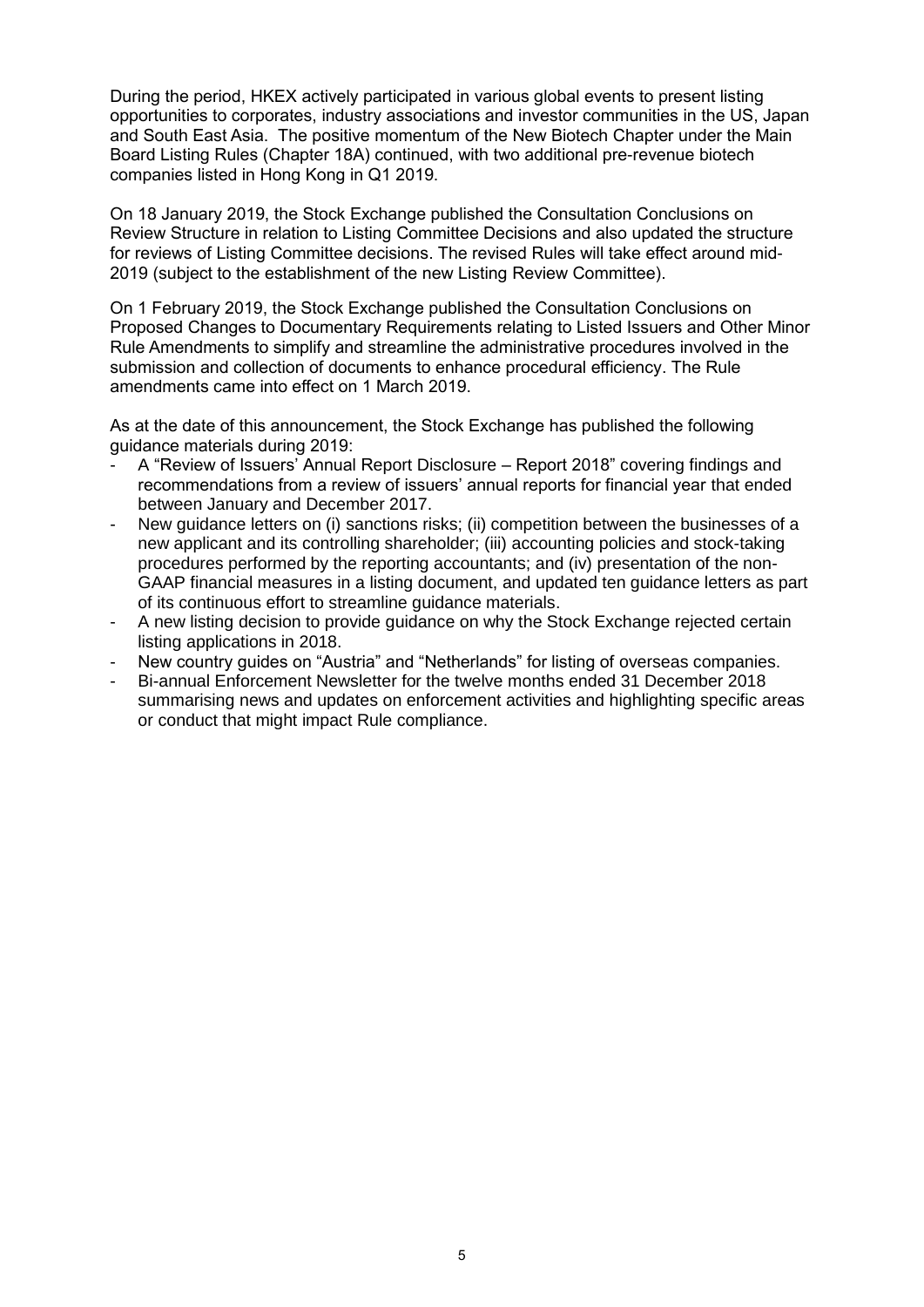During the period, HKEX actively participated in various global events to present listing opportunities to corporates, industry associations and investor communities in the US, Japan and South East Asia. The positive momentum of the New Biotech Chapter under the Main Board Listing Rules (Chapter 18A) continued, with two additional pre-revenue biotech companies listed in Hong Kong in Q1 2019.

On 18 January 2019, the Stock Exchange published the Consultation Conclusions on Review Structure in relation to Listing Committee Decisions and also updated the structure for reviews of Listing Committee decisions. The revised Rules will take effect around mid-2019 (subject to the establishment of the new Listing Review Committee).

On 1 February 2019, the Stock Exchange published the Consultation Conclusions on Proposed Changes to Documentary Requirements relating to Listed Issuers and Other Minor Rule Amendments to simplify and streamline the administrative procedures involved in the submission and collection of documents to enhance procedural efficiency. The Rule amendments came into effect on 1 March 2019.

As at the date of this announcement, the Stock Exchange has published the following guidance materials during 2019:

- A "Review of Issuers' Annual Report Disclosure – Report 2018" covering findings and recommendations from a review of issuers' annual reports for financial year that ended between January and December 2017.
- New guidance letters on (i) sanctions risks; (ii) competition between the businesses of a new applicant and its controlling shareholder; (iii) accounting policies and stock-taking procedures performed by the reporting accountants; and (iv) presentation of the non-GAAP financial measures in a listing document, and updated ten guidance letters as part of its continuous effort to streamline guidance materials.
- A new listing decision to provide guidance on why the Stock Exchange rejected certain listing applications in 2018.
- New country guides on "Austria" and "Netherlands" for listing of overseas companies.
- Bi-annual Enforcement Newsletter for the twelve months ended 31 December 2018 summarising news and updates on enforcement activities and highlighting specific areas or conduct that might impact Rule compliance.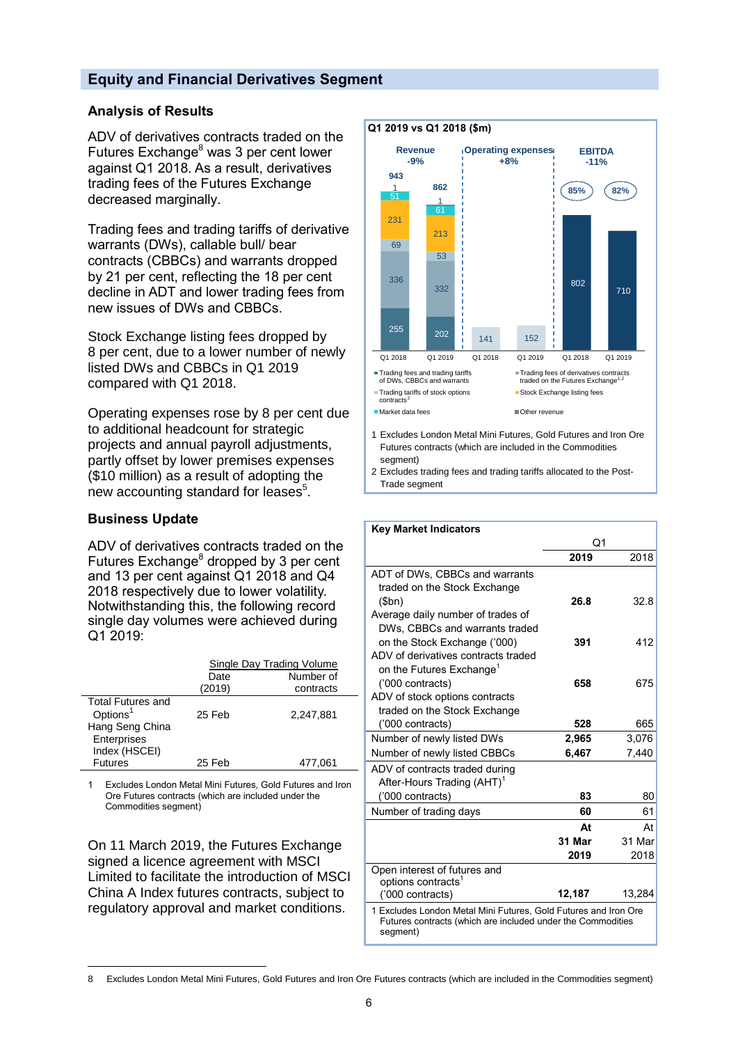## Equity and Financial Derivatives Segment

### Analysis of Results

ADV of derivatives contracts traded on the Futures Exchange[8] was 3 per cent lower against Q1 2018. As a result, derivatives trading fees of the Futures Exchange decreased marginally.

Trading fees and trading tariffs of derivative warrants (DWs), callable bull/ bear contracts (CBBCs) and warrants dropped by 21 per cent, reflecting the 18 per cent decline in ADT and lower trading fees from new issues of DWs and CBBCs.

Stock Exchange listing fees dropped by 8 per cent, due to a lower number of newly listed DWs and CBBCs in Q1 2019 compared with Q1 2018.

Operating expenses rose by 8 per cent due to additional headcount for strategic projects and annual payroll adjustments, partly offset by lower premises expenses ($10 million) as a result of adopting the new accounting standard for leases[5].

**Q1 2019 vs Q1 2018 ($m)**

| | Revenue Q1 2018 | Revenue Q1 2019 | Operating expenses Q1 2018 | Operating expenses Q1 2019 | EBITDA Q1 2018 | EBITDA Q1 2019 |
|---|---|---|---|---|---|---|
| Change | -9% | | +8% | | -11% | |
| Trading fees and trading tariffs of DWs, CBBCs and warrants | 255 | 202 | | | | |
| Trading fees of derivatives contracts traded on the Futures Exchange[1,2] | 336 | 332 | | | | |
| Trading tariffs of stock options contracts[2] | 69 | 53 | | | | |
| Stock Exchange listing fees | 231 | 213 | | | | |
| Market data fees | 51 | 61 | | | | |
| Other revenue | 1 | 1 | | | | |
| Total | 943 | 862 | 141 | 152 | 802 | 710 |
| EBITDA margin | | | | | 85% | 82% |

1 Excludes London Metal Mini Futures, Gold Futures and Iron Ore Futures contracts (which are included in the Commodities segment)
2 Excludes trading fees and trading tariffs allocated to the Post-Trade segment

### Business Update

ADV of derivatives contracts traded on the Futures Exchange[8] dropped by 3 per cent and 13 per cent against Q1 2018 and Q4 2018 respectively due to lower volatility. Notwithstanding this, the following record single day volumes were achieved during Q1 2019:

| | Single Day Trading Volume | |
|---|---|---|
| | Date (2019) | Number of contracts |
| Total Futures and Options[1] | 25 Feb | 2,247,881 |
| Hang Seng China Enterprises Index (HSCEI) Futures | 25 Feb | 477,061 |

1 Excludes London Metal Mini Futures, Gold Futures and Iron Ore Futures contracts (which are included under the Commodities segment)

On 11 March 2019, the Futures Exchange signed a licence agreement with MSCI Limited to facilitate the introduction of MSCI China A Index futures contracts, subject to regulatory approval and market conditions.

**Key Market Indicators**

| | Q1 2019 | Q1 2018 |
|---|---|---|
| ADT of DWs, CBBCs and warrants traded on the Stock Exchange ($bn) | **26.8** | 32.8 |
| Average daily number of trades of DWs, CBBCs and warrants traded on the Stock Exchange ('000) | **391** | 412 |
| ADV of derivatives contracts traded on the Futures Exchange[1] ('000 contracts) | **658** | 675 |
| ADV of stock options contracts traded on the Stock Exchange ('000 contracts) | **528** | 665 |
| Number of newly listed DWs | **2,965** | 3,076 |
| Number of newly listed CBBCs | **6,467** | 7,440 |
| ADV of contracts traded during After-Hours Trading (AHT)[1] ('000 contracts) | **83** | 80 |
| Number of trading days | **60** | 61 |
| | **At 31 Mar 2019** | At 31 Mar 2018 |
| Open interest of futures and options contracts[1] ('000 contracts) | **12,187** | 13,284 |

1 Excludes London Metal Mini Futures, Gold Futures and Iron Ore Futures contracts (which are included under the Commodities segment)

8 Excludes London Metal Mini Futures, Gold Futures and Iron Ore Futures contracts (which are included in the Commodities segment)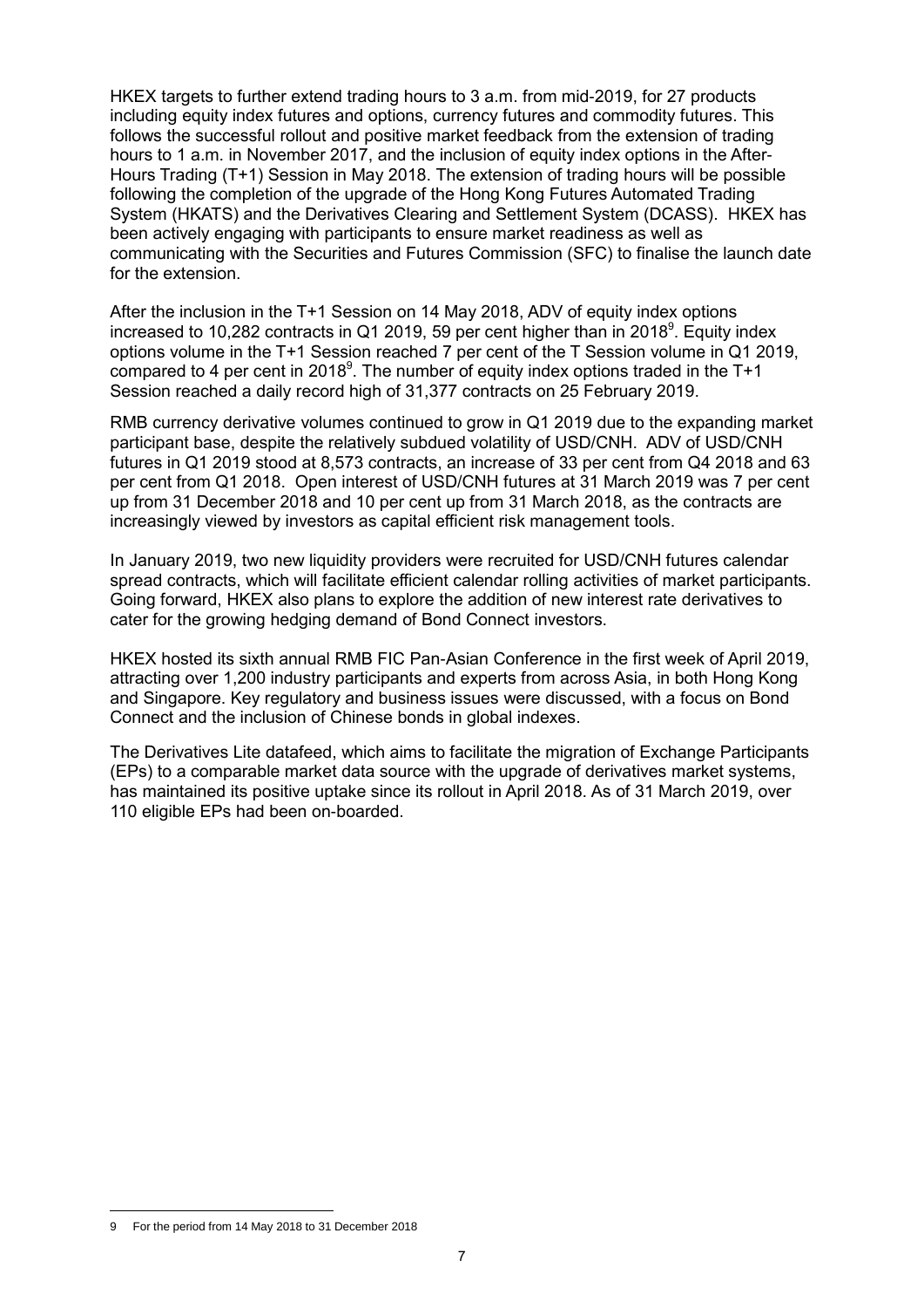HKEX targets to further extend trading hours to 3 a.m. from mid-2019, for 27 products including equity index futures and options, currency futures and commodity futures. This follows the successful rollout and positive market feedback from the extension of trading hours to 1 a.m. in November 2017, and the inclusion of equity index options in the After-Hours Trading (T+1) Session in May 2018. The extension of trading hours will be possible following the completion of the upgrade of the Hong Kong Futures Automated Trading System (HKATS) and the Derivatives Clearing and Settlement System (DCASS). HKEX has been actively engaging with participants to ensure market readiness as well as communicating with the Securities and Futures Commission (SFC) to finalise the launch date for the extension.

After the inclusion in the T+1 Session on 14 May 2018, ADV of equity index options increased to 10,282 contracts in Q1 2019, 59 per cent higher than in 2018[9]. Equity index options volume in the T+1 Session reached 7 per cent of the T Session volume in Q1 2019, compared to 4 per cent in 2018[9]. The number of equity index options traded in the T+1 Session reached a daily record high of 31,377 contracts on 25 February 2019.

RMB currency derivative volumes continued to grow in Q1 2019 due to the expanding market participant base, despite the relatively subdued volatility of USD/CNH. ADV of USD/CNH futures in Q1 2019 stood at 8,573 contracts, an increase of 33 per cent from Q4 2018 and 63 per cent from Q1 2018. Open interest of USD/CNH futures at 31 March 2019 was 7 per cent up from 31 December 2018 and 10 per cent up from 31 March 2018, as the contracts are increasingly viewed by investors as capital efficient risk management tools.

In January 2019, two new liquidity providers were recruited for USD/CNH futures calendar spread contracts, which will facilitate efficient calendar rolling activities of market participants. Going forward, HKEX also plans to explore the addition of new interest rate derivatives to cater for the growing hedging demand of Bond Connect investors.

HKEX hosted its sixth annual RMB FIC Pan-Asian Conference in the first week of April 2019, attracting over 1,200 industry participants and experts from across Asia, in both Hong Kong and Singapore. Key regulatory and business issues were discussed, with a focus on Bond Connect and the inclusion of Chinese bonds in global indexes.

The Derivatives Lite datafeed, which aims to facilitate the migration of Exchange Participants (EPs) to a comparable market data source with the upgrade of derivatives market systems, has maintained its positive uptake since its rollout in April 2018. As of 31 March 2019, over 110 eligible EPs had been on-boarded.

---

9 For the period from 14 May 2018 to 31 December 2018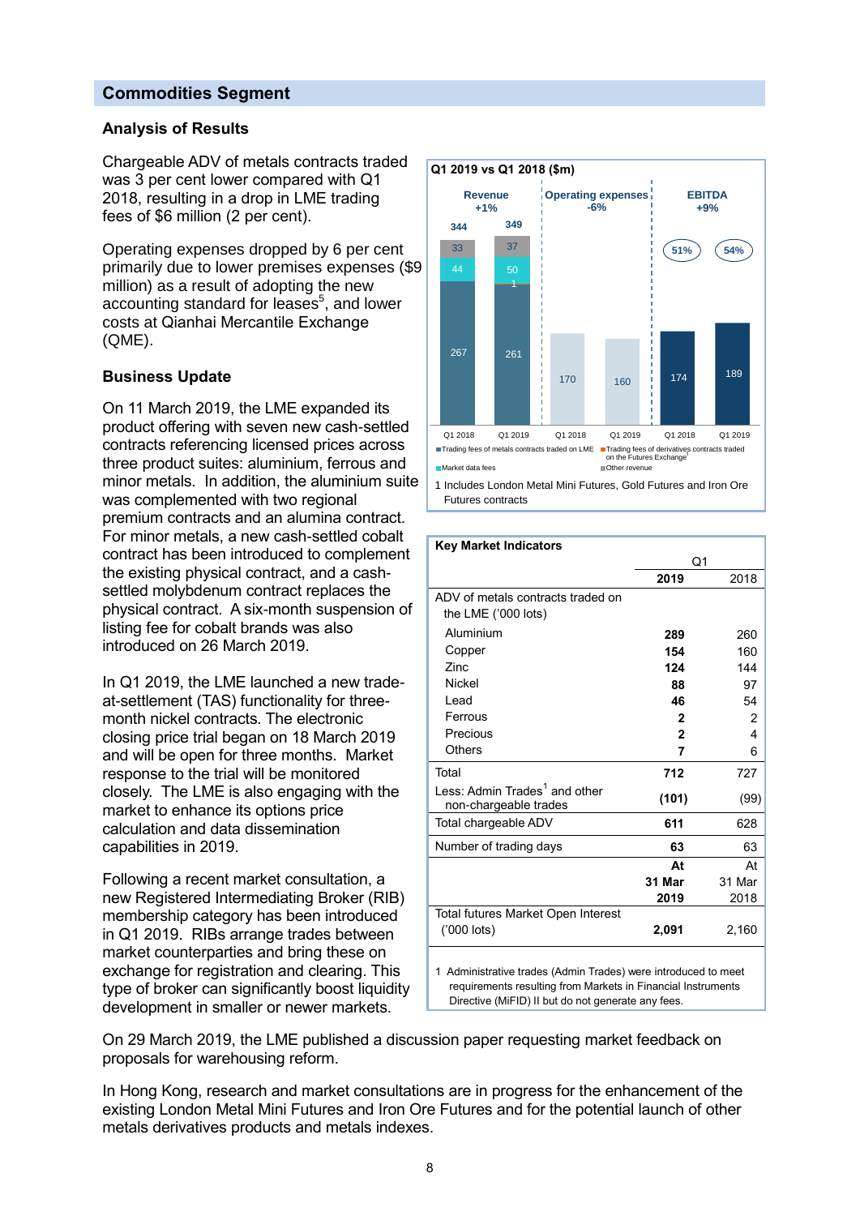## Commodities Segment

### Analysis of Results

Chargeable ADV of metals contracts traded was 3 per cent lower compared with Q1 2018, resulting in a drop in LME trading fees of $6 million (2 per cent).

Operating expenses dropped by 6 per cent primarily due to lower premises expenses ($9 million) as a result of adopting the new accounting standard for leases[5], and lower costs at Qianhai Mercantile Exchange (QME).

**Q1 2019 vs Q1 2018 ($m)**

| | Revenue +1% | | Operating expenses -6% | | EBITDA +9% | |
|---|---|---|---|---|---|---|
| | Q1 2018 | Q1 2019 | Q1 2018 | Q1 2019 | Q1 2018 | Q1 2019 |
| Trading fees of metals contracts traded on LME | 267 | 261 | | | | |
| Trading fees of derivatives contracts traded on the Futures Exchange[1] | | 1 | | | | |
| Market data fees | 44 | 50 | | | | |
| Other revenue | 33 | 37 | | | | |
| Total | 344 | 349 | 170 | 160 | 174 | 189 |
| EBITDA margin | | | | | 51% | 54% |

1 Includes London Metal Mini Futures, Gold Futures and Iron Ore Futures contracts

### Business Update

On 11 March 2019, the LME expanded its product offering with seven new cash-settled contracts referencing licensed prices across three product suites: aluminium, ferrous and minor metals. In addition, the aluminium suite was complemented with two regional premium contracts and an alumina contract. For minor metals, a new cash-settled cobalt contract has been introduced to complement the existing physical contract, and a cash-settled molybdenum contract replaces the physical contract. A six-month suspension of listing fee for cobalt brands was also introduced on 26 March 2019.

In Q1 2019, the LME launched a new trade-at-settlement (TAS) functionality for three-month nickel contracts. The electronic closing price trial began on 18 March 2019 and will be open for three months. Market response to the trial will be monitored closely. The LME is also engaging with the market to enhance its options price calculation and data dissemination capabilities in 2019.

Following a recent market consultation, a new Registered Intermediating Broker (RIB) membership category has been introduced in Q1 2019. RIBs arrange trades between market counterparties and bring these on exchange for registration and clearing. This type of broker can significantly boost liquidity development in smaller or newer markets.

**Key Market Indicators**

| | Q1 2019 | Q1 2018 |
|---|---|---|
| ADV of metals contracts traded on the LME ('000 lots) | | |
| Aluminium | **289** | 260 |
| Copper | **154** | 160 |
| Zinc | **124** | 144 |
| Nickel | **88** | 97 |
| Lead | **46** | 54 |
| Ferrous | **2** | 2 |
| Precious | **2** | 4 |
| Others | **7** | 6 |
| Total | **712** | 727 |
| Less: Admin Trades[1] and other non-chargeable trades | **(101)** | (99) |
| Total chargeable ADV | **611** | 628 |
| Number of trading days | **63** | 63 |
| | **At 31 Mar 2019** | At 31 Mar 2018 |
| Total futures Market Open Interest ('000 lots) | **2,091** | 2,160 |

1 Administrative trades (Admin Trades) were introduced to meet requirements resulting from Markets in Financial Instruments Directive (MiFID) II but do not generate any fees.

On 29 March 2019, the LME published a discussion paper requesting market feedback on proposals for warehousing reform.

In Hong Kong, research and market consultations are in progress for the enhancement of the existing London Metal Mini Futures and Iron Ore Futures and for the potential launch of other metals derivatives products and metals indexes.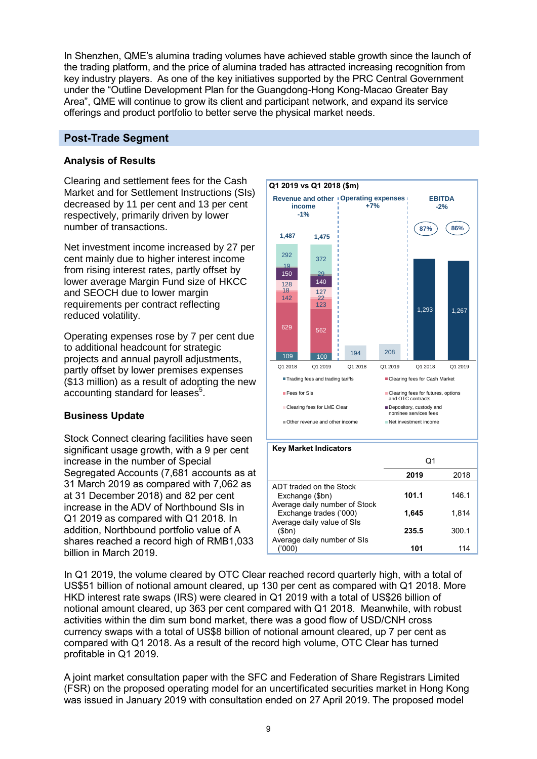In Shenzhen, QME's alumina trading volumes have achieved stable growth since the launch of the trading platform, and the price of alumina traded has attracted increasing recognition from key industry players. As one of the key initiatives supported by the PRC Central Government under the "Outline Development Plan for the Guangdong-Hong Kong-Macao Greater Bay Area", QME will continue to grow its client and participant network, and expand its service offerings and product portfolio to better serve the physical market needs.

## Post-Trade Segment

### Analysis of Results

Clearing and settlement fees for the Cash Market and for Settlement Instructions (SIs) decreased by 11 per cent and 13 per cent respectively, primarily driven by lower number of transactions.

Net investment income increased by 27 per cent mainly due to higher interest income from rising interest rates, partly offset by lower average Margin Fund size of HKCC and SEOCH due to lower margin requirements per contract reflecting reduced volatility.

Operating expenses rose by 7 per cent due to additional headcount for strategic projects and annual payroll adjustments, partly offset by lower premises expenses ($13 million) as a result of adopting the new accounting standard for leases[5].

**Q1 2019 vs Q1 2018 ($m)**

| | Revenue and other income -1% | | Operating expenses +7% | | EBITDA -2% | |
|---|---|---|---|---|---|---|
| | Q1 2018 | Q1 2019 | Q1 2018 | Q1 2019 | Q1 2018 | Q1 2019 |
| Total | 1,487 | 1,475 | 194 | 208 | 1,293 (87%) | 1,267 (86%) |
| Net investment income | 292 | 372 | | | | |
| Other revenue and other income | 19 | 29 | | | | |
| Depository, custody and nominee services fees | 150 | 140 | | | | |
| Clearing fees for LME Clear | 128 | 127 | | | | |
| Fees for SIs | 18 | 22 | | | | |
| Clearing fees for futures, options and OTC contracts | 142 | 123 | | | | |
| Clearing fees for Cash Market | 629 | 562 | | | | |
| Trading fees and trading tariffs | 109 | 100 | | | | |

**Key Market Indicators**

| | Q1 2019 | Q1 2018 |
|---|---|---|
| ADT traded on the Stock Exchange ($bn) | **101.1** | 146.1 |
| Average daily number of Stock Exchange trades ('000) | **1,645** | 1,814 |
| Average daily value of SIs ($bn) | **235.5** | 300.1 |
| Average daily number of SIs ('000) | **101** | 114 |

### Business Update

Stock Connect clearing facilities have seen significant usage growth, with a 9 per cent increase in the number of Special Segregated Accounts (7,681 accounts as at 31 March 2019 as compared with 7,062 as at 31 December 2018) and 82 per cent increase in the ADV of Northbound SIs in Q1 2019 as compared with Q1 2018. In addition, Northbound portfolio value of A shares reached a record high of RMB1,033 billion in March 2019.

In Q1 2019, the volume cleared by OTC Clear reached record quarterly high, with a total of US$51 billion of notional amount cleared, up 130 per cent as compared with Q1 2018. More HKD interest rate swaps (IRS) were cleared in Q1 2019 with a total of US$26 billion of notional amount cleared, up 363 per cent compared with Q1 2018. Meanwhile, with robust activities within the dim sum bond market, there was a good flow of USD/CNH cross currency swaps with a total of US$8 billion of notional amount cleared, up 7 per cent as compared with Q1 2018. As a result of the record high volume, OTC Clear has turned profitable in Q1 2019.

A joint market consultation paper with the SFC and Federation of Share Registrars Limited (FSR) on the proposed operating model for an uncertificated securities market in Hong Kong was issued in January 2019 with consultation ended on 27 April 2019. The proposed model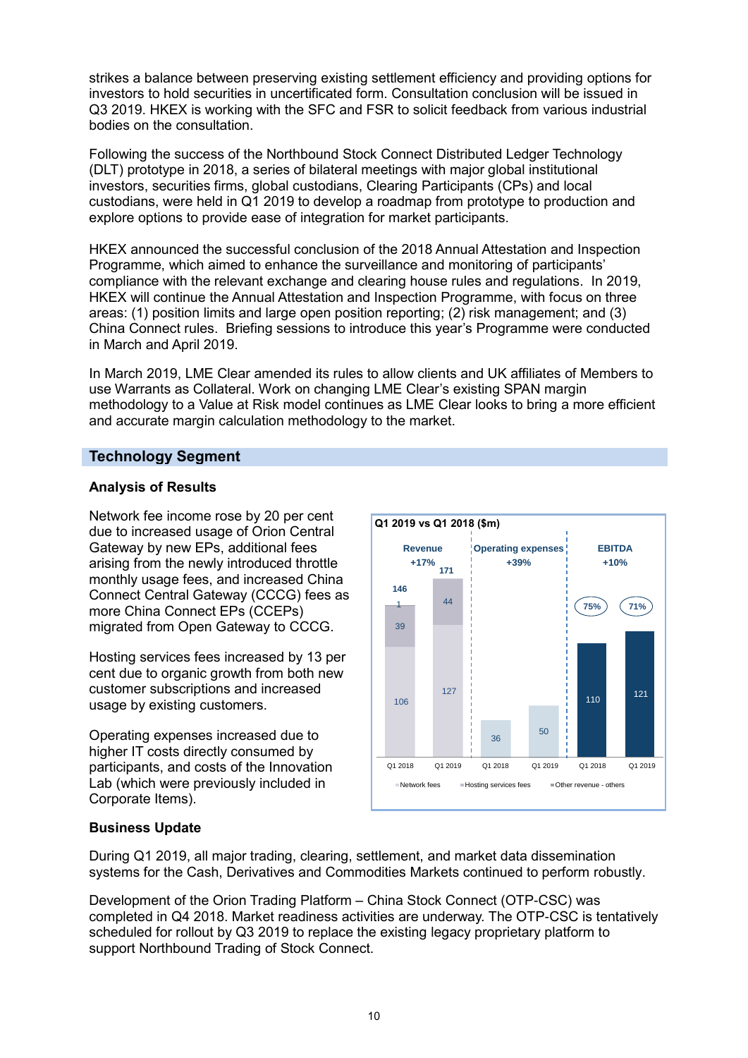strikes a balance between preserving existing settlement efficiency and providing options for investors to hold securities in uncertificated form. Consultation conclusion will be issued in Q3 2019. HKEX is working with the SFC and FSR to solicit feedback from various industrial bodies on the consultation.

Following the success of the Northbound Stock Connect Distributed Ledger Technology (DLT) prototype in 2018, a series of bilateral meetings with major global institutional investors, securities firms, global custodians, Clearing Participants (CPs) and local custodians, were held in Q1 2019 to develop a roadmap from prototype to production and explore options to provide ease of integration for market participants.

HKEX announced the successful conclusion of the 2018 Annual Attestation and Inspection Programme, which aimed to enhance the surveillance and monitoring of participants' compliance with the relevant exchange and clearing house rules and regulations. In 2019, HKEX will continue the Annual Attestation and Inspection Programme, with focus on three areas: (1) position limits and large open position reporting; (2) risk management; and (3) China Connect rules. Briefing sessions to introduce this year's Programme were conducted in March and April 2019.

In March 2019, LME Clear amended its rules to allow clients and UK affiliates of Members to use Warrants as Collateral. Work on changing LME Clear's existing SPAN margin methodology to a Value at Risk model continues as LME Clear looks to bring a more efficient and accurate margin calculation methodology to the market.

## Technology Segment

### Analysis of Results

Network fee income rose by 20 per cent due to increased usage of Orion Central Gateway by new EPs, additional fees arising from the newly introduced throttle monthly usage fees, and increased China Connect Central Gateway (CCCG) fees as more China Connect EPs (CCEPs) migrated from Open Gateway to CCCG.

Hosting services fees increased by 13 per cent due to organic growth from both new customer subscriptions and increased usage by existing customers.

Operating expenses increased due to higher IT costs directly consumed by participants, and costs of the Innovation Lab (which were previously included in Corporate Items).

**Q1 2019 vs Q1 2018 ($m)**

| | Revenue (+17%) | | Operating expenses (+39%) | | EBITDA (+10%) | |
|---|---|---|---|---|---|---|
| | Q1 2018 | Q1 2019 | Q1 2018 | Q1 2019 | Q1 2018 | Q1 2019 |
| Network fees | 106 | 127 | | | | |
| Hosting services fees | 39 | 44 | | | | |
| Other revenue - others | 1 | | | | | |
| Total | 146 | 171 | 36 | 50 | 110 | 121 |
| EBITDA margin | | | | | 75% | 71% |

### Business Update

During Q1 2019, all major trading, clearing, settlement, and market data dissemination systems for the Cash, Derivatives and Commodities Markets continued to perform robustly.

Development of the Orion Trading Platform – China Stock Connect (OTP-CSC) was completed in Q4 2018. Market readiness activities are underway. The OTP-CSC is tentatively scheduled for rollout by Q3 2019 to replace the existing legacy proprietary platform to support Northbound Trading of Stock Connect.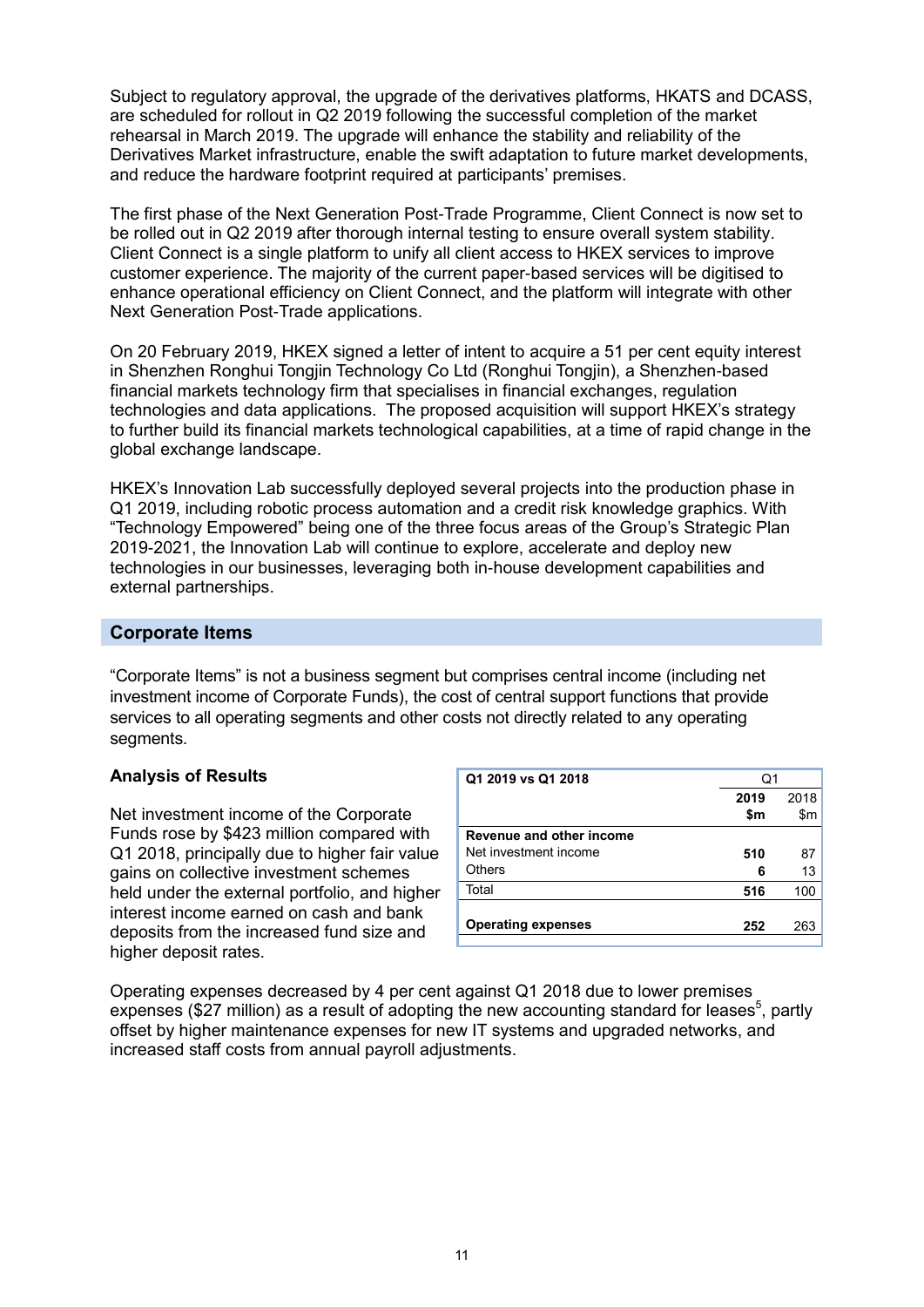Subject to regulatory approval, the upgrade of the derivatives platforms, HKATS and DCASS, are scheduled for rollout in Q2 2019 following the successful completion of the market rehearsal in March 2019. The upgrade will enhance the stability and reliability of the Derivatives Market infrastructure, enable the swift adaptation to future market developments, and reduce the hardware footprint required at participants' premises.

The first phase of the Next Generation Post-Trade Programme, Client Connect is now set to be rolled out in Q2 2019 after thorough internal testing to ensure overall system stability. Client Connect is a single platform to unify all client access to HKEX services to improve customer experience. The majority of the current paper-based services will be digitised to enhance operational efficiency on Client Connect, and the platform will integrate with other Next Generation Post-Trade applications.

On 20 February 2019, HKEX signed a letter of intent to acquire a 51 per cent equity interest in Shenzhen Ronghui Tongjin Technology Co Ltd (Ronghui Tongjin), a Shenzhen-based financial markets technology firm that specialises in financial exchanges, regulation technologies and data applications. The proposed acquisition will support HKEX's strategy to further build its financial markets technological capabilities, at a time of rapid change in the global exchange landscape.

HKEX's Innovation Lab successfully deployed several projects into the production phase in Q1 2019, including robotic process automation and a credit risk knowledge graphics. With "Technology Empowered" being one of the three focus areas of the Group's Strategic Plan 2019-2021, the Innovation Lab will continue to explore, accelerate and deploy new technologies in our businesses, leveraging both in-house development capabilities and external partnerships.

## Corporate Items

"Corporate Items" is not a business segment but comprises central income (including net investment income of Corporate Funds), the cost of central support functions that provide services to all operating segments and other costs not directly related to any operating segments.

### Analysis of Results

Net investment income of the Corporate Funds rose by $423 million compared with Q1 2018, principally due to higher fair value gains on collective investment schemes held under the external portfolio, and higher interest income earned on cash and bank deposits from the increased fund size and higher deposit rates.

| Q1 2019 vs Q1 2018 | Q1 | |
|---|---|---|
| | **2019 $m** | 2018 $m |
| **Revenue and other income** | | |
| Net investment income | **510** | 87 |
| Others | **6** | 13 |
| Total | **516** | 100 |
| **Operating expenses** | **252** | 263 |

Operating expenses decreased by 4 per cent against Q1 2018 due to lower premises expenses ($27 million) as a result of adopting the new accounting standard for leases[5], partly offset by higher maintenance expenses for new IT systems and upgraded networks, and increased staff costs from annual payroll adjustments.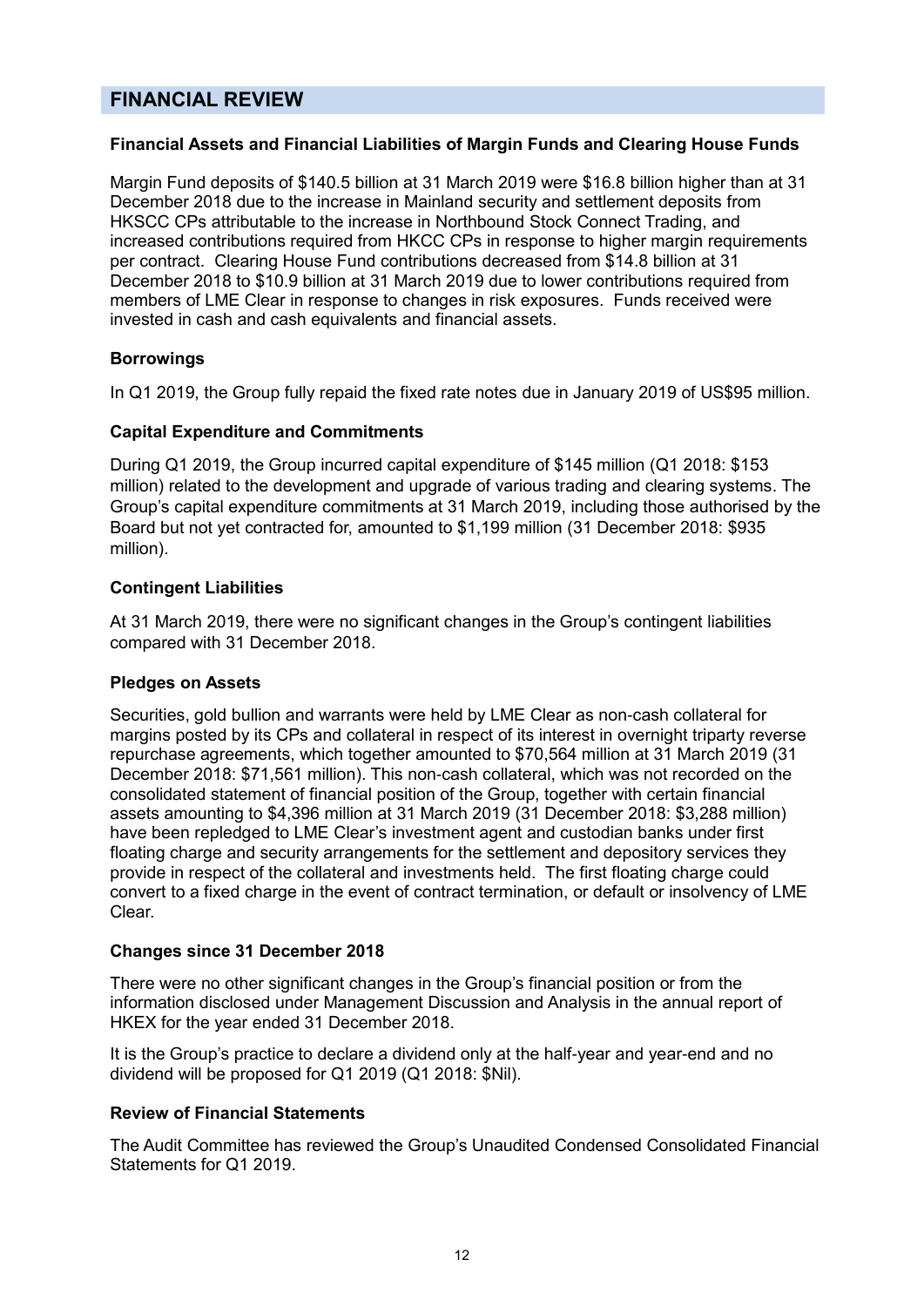## FINANCIAL REVIEW

### Financial Assets and Financial Liabilities of Margin Funds and Clearing House Funds

Margin Fund deposits of $140.5 billion at 31 March 2019 were $16.8 billion higher than at 31 December 2018 due to the increase in Mainland security and settlement deposits from HKSCC CPs attributable to the increase in Northbound Stock Connect Trading, and increased contributions required from HKCC CPs in response to higher margin requirements per contract. Clearing House Fund contributions decreased from $14.8 billion at 31 December 2018 to $10.9 billion at 31 March 2019 due to lower contributions required from members of LME Clear in response to changes in risk exposures. Funds received were invested in cash and cash equivalents and financial assets.

### Borrowings

In Q1 2019, the Group fully repaid the fixed rate notes due in January 2019 of US$95 million.

### Capital Expenditure and Commitments

During Q1 2019, the Group incurred capital expenditure of $145 million (Q1 2018: $153 million) related to the development and upgrade of various trading and clearing systems. The Group's capital expenditure commitments at 31 March 2019, including those authorised by the Board but not yet contracted for, amounted to $1,199 million (31 December 2018: $935 million).

### Contingent Liabilities

At 31 March 2019, there were no significant changes in the Group's contingent liabilities compared with 31 December 2018.

### Pledges on Assets

Securities, gold bullion and warrants were held by LME Clear as non-cash collateral for margins posted by its CPs and collateral in respect of its interest in overnight triparty reverse repurchase agreements, which together amounted to $70,564 million at 31 March 2019 (31 December 2018: $71,561 million). This non-cash collateral, which was not recorded on the consolidated statement of financial position of the Group, together with certain financial assets amounting to $4,396 million at 31 March 2019 (31 December 2018: $3,288 million) have been repledged to LME Clear's investment agent and custodian banks under first floating charge and security arrangements for the settlement and depository services they provide in respect of the collateral and investments held. The first floating charge could convert to a fixed charge in the event of contract termination, or default or insolvency of LME Clear.

### Changes since 31 December 2018

There were no other significant changes in the Group's financial position or from the information disclosed under Management Discussion and Analysis in the annual report of HKEX for the year ended 31 December 2018.

It is the Group's practice to declare a dividend only at the half-year and year-end and no dividend will be proposed for Q1 2019 (Q1 2018: $Nil).

### Review of Financial Statements

The Audit Committee has reviewed the Group's Unaudited Condensed Consolidated Financial Statements for Q1 2019.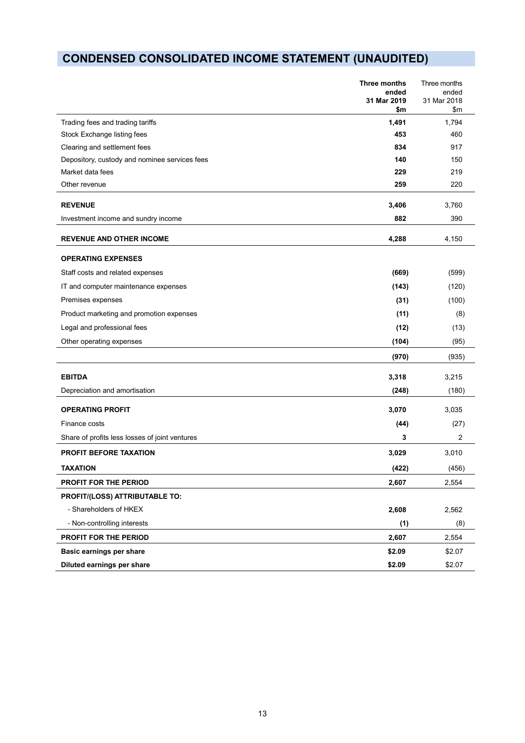# CONDENSED CONSOLIDATED INCOME STATEMENT (UNAUDITED)

| | **Three months ended 31 Mar 2019 $m** | Three months ended 31 Mar 2018 $m |
|---|---|---|
| Trading fees and trading tariffs | **1,491** | 1,794 |
| Stock Exchange listing fees | **453** | 460 |
| Clearing and settlement fees | **834** | 917 |
| Depository, custody and nominee services fees | **140** | 150 |
| Market data fees | **229** | 219 |
| Other revenue | **259** | 220 |
| **REVENUE** | **3,406** | 3,760 |
| Investment income and sundry income | **882** | 390 |
| **REVENUE AND OTHER INCOME** | **4,288** | 4,150 |
| **OPERATING EXPENSES** | | |
| Staff costs and related expenses | **(669)** | (599) |
| IT and computer maintenance expenses | **(143)** | (120) |
| Premises expenses | **(31)** | (100) |
| Product marketing and promotion expenses | **(11)** | (8) |
| Legal and professional fees | **(12)** | (13) |
| Other operating expenses | **(104)** | (95) |
| | **(970)** | (935) |
| **EBITDA** | **3,318** | 3,215 |
| Depreciation and amortisation | **(248)** | (180) |
| **OPERATING PROFIT** | **3,070** | 3,035 |
| Finance costs | **(44)** | (27) |
| Share of profits less losses of joint ventures | **3** | 2 |
| **PROFIT BEFORE TAXATION** | **3,029** | 3,010 |
| **TAXATION** | **(422)** | (456) |
| **PROFIT FOR THE PERIOD** | **2,607** | 2,554 |
| **PROFIT/(LOSS) ATTRIBUTABLE TO:** | | |
| - Shareholders of HKEX | **2,608** | 2,562 |
| - Non-controlling interests | **(1)** | (8) |
| **PROFIT FOR THE PERIOD** | **2,607** | 2,554 |
| **Basic earnings per share** | **$2.09** | $2.07 |
| **Diluted earnings per share** | **$2.09** | $2.07 |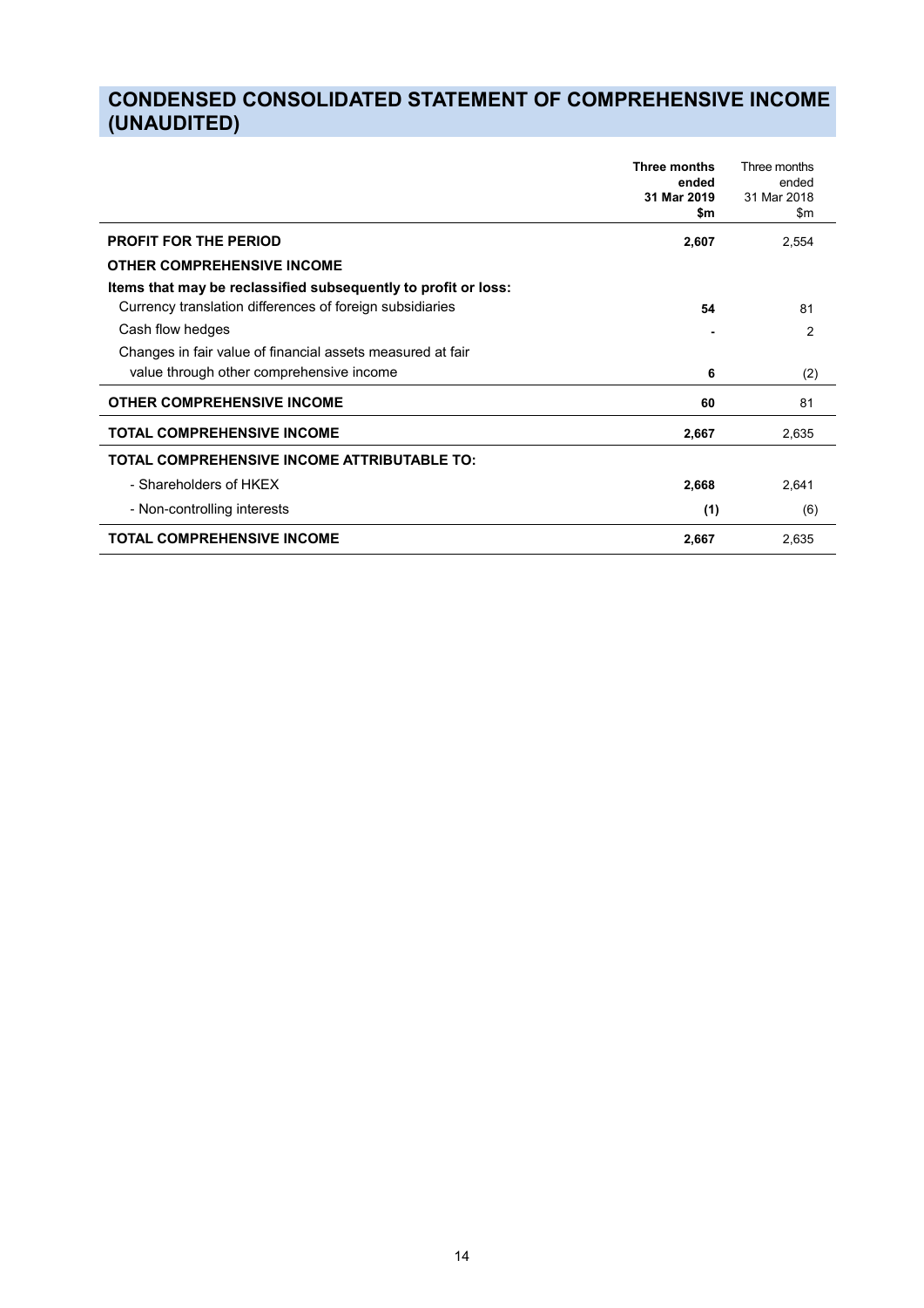# CONDENSED CONSOLIDATED STATEMENT OF COMPREHENSIVE INCOME (UNAUDITED)

| | **Three months ended 31 Mar 2019 $m** | Three months ended 31 Mar 2018 $m |
|---|---|---|
| **PROFIT FOR THE PERIOD** | **2,607** | 2,554 |
| **OTHER COMPREHENSIVE INCOME** | | |
| **Items that may be reclassified subsequently to profit or loss:** | | |
| Currency translation differences of foreign subsidiaries | **54** | 81 |
| Cash flow hedges | **-** | 2 |
| Changes in fair value of financial assets measured at fair value through other comprehensive income | **6** | (2) |
| **OTHER COMPREHENSIVE INCOME** | **60** | 81 |
| **TOTAL COMPREHENSIVE INCOME** | **2,667** | 2,635 |
| **TOTAL COMPREHENSIVE INCOME ATTRIBUTABLE TO:** | | |
| - Shareholders of HKEX | **2,668** | 2,641 |
| - Non-controlling interests | **(1)** | (6) |
| **TOTAL COMPREHENSIVE INCOME** | **2,667** | 2,635 |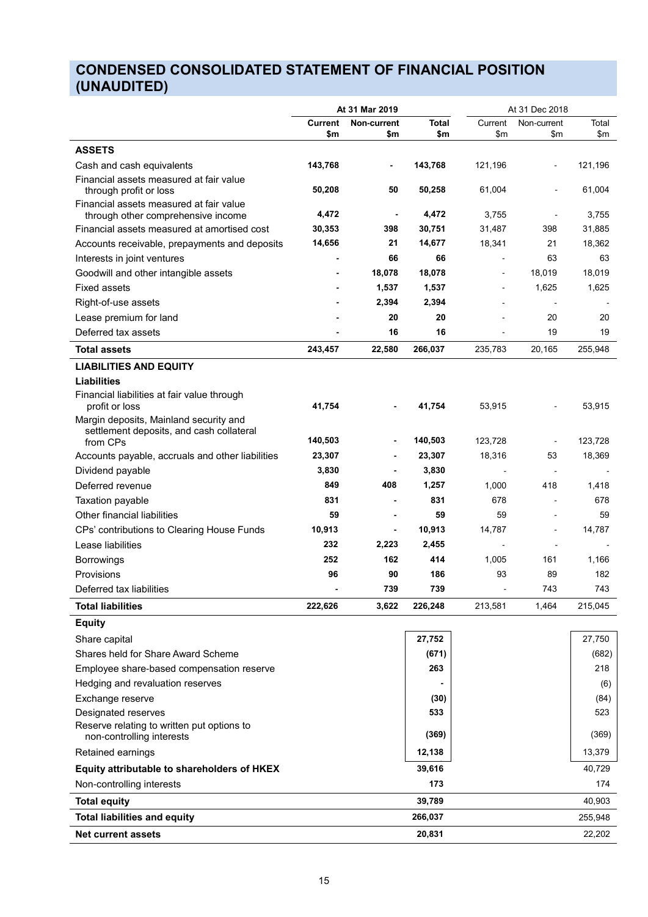# CONDENSED CONSOLIDATED STATEMENT OF FINANCIAL POSITION (UNAUDITED)

| | At 31 Mar 2019 | | | At 31 Dec 2018 | | |
|---|---|---|---|---|---|---|
| | **Current $m** | **Non-current $m** | **Total $m** | Current $m | Non-current $m | Total $m |
| **ASSETS** | | | | | | |
| Cash and cash equivalents | **143,768** | **-** | **143,768** | 121,196 | - | 121,196 |
| Financial assets measured at fair value through profit or loss | **50,208** | **50** | **50,258** | 61,004 | - | 61,004 |
| Financial assets measured at fair value through other comprehensive income | **4,472** | **-** | **4,472** | 3,755 | - | 3,755 |
| Financial assets measured at amortised cost | **30,353** | **398** | **30,751** | 31,487 | 398 | 31,885 |
| Accounts receivable, prepayments and deposits | **14,656** | **21** | **14,677** | 18,341 | 21 | 18,362 |
| Interests in joint ventures | **-** | **66** | **66** | - | 63 | 63 |
| Goodwill and other intangible assets | **-** | **18,078** | **18,078** | - | 18,019 | 18,019 |
| Fixed assets | **-** | **1,537** | **1,537** | - | 1,625 | 1,625 |
| Right-of-use assets | **-** | **2,394** | **2,394** | - | - | - |
| Lease premium for land | **-** | **20** | **20** | - | 20 | 20 |
| Deferred tax assets | **-** | **16** | **16** | - | 19 | 19 |
| **Total assets** | **243,457** | **22,580** | **266,037** | 235,783 | 20,165 | 255,948 |
| **LIABILITIES AND EQUITY** | | | | | | |
| **Liabilities** | | | | | | |
| Financial liabilities at fair value through profit or loss | **41,754** | **-** | **41,754** | 53,915 | - | 53,915 |
| Margin deposits, Mainland security and settlement deposits, and cash collateral from CPs | **140,503** | **-** | **140,503** | 123,728 | - | 123,728 |
| Accounts payable, accruals and other liabilities | **23,307** | **-** | **23,307** | 18,316 | 53 | 18,369 |
| Dividend payable | **3,830** | **-** | **3,830** | - | - | - |
| Deferred revenue | **849** | **408** | **1,257** | 1,000 | 418 | 1,418 |
| Taxation payable | **831** | **-** | **831** | 678 | - | 678 |
| Other financial liabilities | **59** | **-** | **59** | 59 | - | 59 |
| CPs' contributions to Clearing House Funds | **10,913** | **-** | **10,913** | 14,787 | - | 14,787 |
| Lease liabilities | **232** | **2,223** | **2,455** | - | - | - |
| Borrowings | **252** | **162** | **414** | 1,005 | 161 | 1,166 |
| Provisions | **96** | **90** | **186** | 93 | 89 | 182 |
| Deferred tax liabilities | **-** | **739** | **739** | - | 743 | 743 |
| **Total liabilities** | **222,626** | **3,622** | **226,248** | 213,581 | 1,464 | 215,045 |
| **Equity** | | | | | | |
| Share capital | | | **27,752** | | | 27,750 |
| Shares held for Share Award Scheme | | | **(671)** | | | (682) |
| Employee share-based compensation reserve | | | **263** | | | 218 |
| Hedging and revaluation reserves | | | **-** | | | (6) |
| Exchange reserve | | | **(30)** | | | (84) |
| Designated reserves | | | **533** | | | 523 |
| Reserve relating to written put options to non-controlling interests | | | **(369)** | | | (369) |
| Retained earnings | | | **12,138** | | | 13,379 |
| **Equity attributable to shareholders of HKEX** | | | **39,616** | | | 40,729 |
| Non-controlling interests | | | **173** | | | 174 |
| **Total equity** | | | **39,789** | | | 40,903 |
| **Total liabilities and equity** | | | **266,037** | | | 255,948 |
| **Net current assets** | | | **20,831** | | | 22,202 |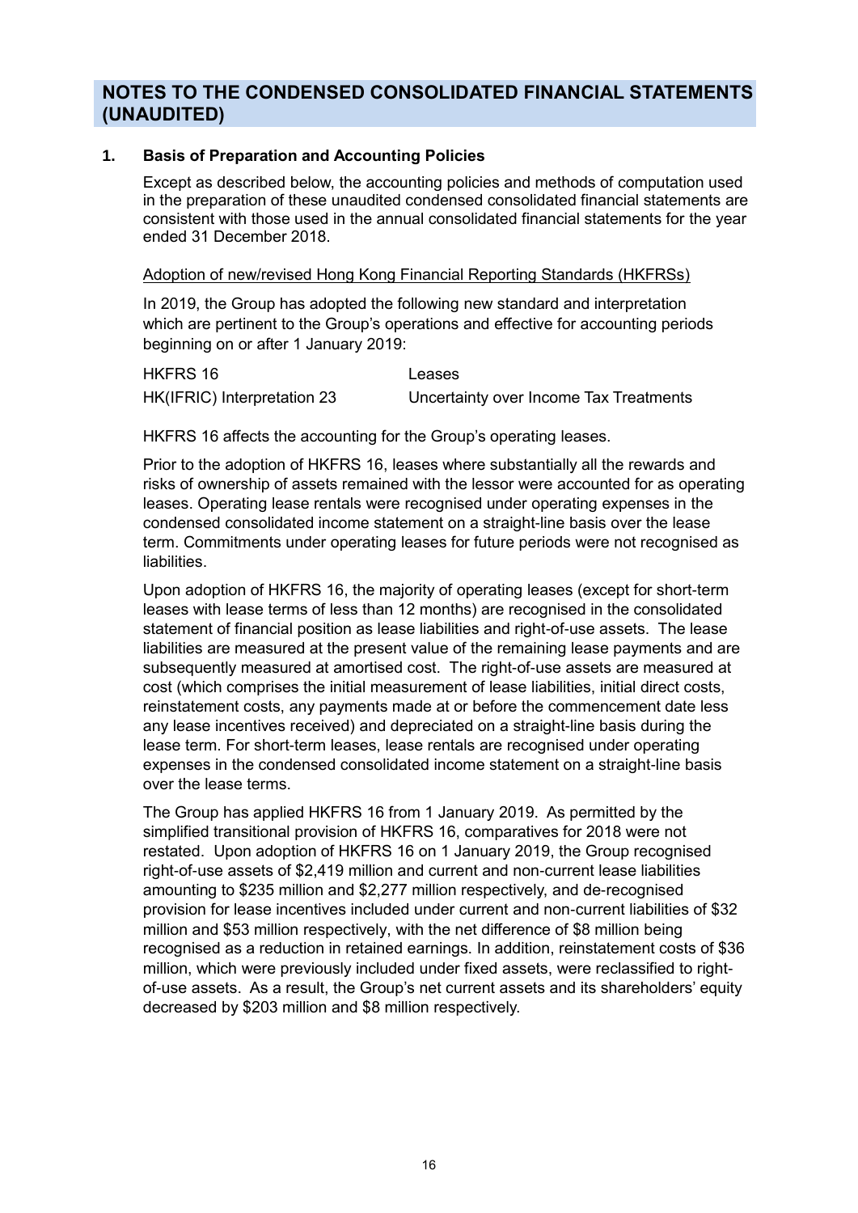# NOTES TO THE CONDENSED CONSOLIDATED FINANCIAL STATEMENTS (UNAUDITED)

## 1. Basis of Preparation and Accounting Policies

Except as described below, the accounting policies and methods of computation used in the preparation of these unaudited condensed consolidated financial statements are consistent with those used in the annual consolidated financial statements for the year ended 31 December 2018.

Adoption of new/revised Hong Kong Financial Reporting Standards (HKFRSs)

In 2019, the Group has adopted the following new standard and interpretation which are pertinent to the Group's operations and effective for accounting periods beginning on or after 1 January 2019:

| | |
|---|---|
| HKFRS 16 | Leases |
| HK(IFRIC) Interpretation 23 | Uncertainty over Income Tax Treatments |

HKFRS 16 affects the accounting for the Group's operating leases.

Prior to the adoption of HKFRS 16, leases where substantially all the rewards and risks of ownership of assets remained with the lessor were accounted for as operating leases. Operating lease rentals were recognised under operating expenses in the condensed consolidated income statement on a straight-line basis over the lease term. Commitments under operating leases for future periods were not recognised as liabilities.

Upon adoption of HKFRS 16, the majority of operating leases (except for short-term leases with lease terms of less than 12 months) are recognised in the consolidated statement of financial position as lease liabilities and right-of-use assets. The lease liabilities are measured at the present value of the remaining lease payments and are subsequently measured at amortised cost. The right-of-use assets are measured at cost (which comprises the initial measurement of lease liabilities, initial direct costs, reinstatement costs, any payments made at or before the commencement date less any lease incentives received) and depreciated on a straight-line basis during the lease term. For short-term leases, lease rentals are recognised under operating expenses in the condensed consolidated income statement on a straight-line basis over the lease terms.

The Group has applied HKFRS 16 from 1 January 2019. As permitted by the simplified transitional provision of HKFRS 16, comparatives for 2018 were not restated. Upon adoption of HKFRS 16 on 1 January 2019, the Group recognised right-of-use assets of $2,419 million and current and non-current lease liabilities amounting to $235 million and $2,277 million respectively, and de-recognised provision for lease incentives included under current and non-current liabilities of $32 million and $53 million respectively, with the net difference of $8 million being recognised as a reduction in retained earnings. In addition, reinstatement costs of $36 million, which were previously included under fixed assets, were reclassified to right-of-use assets. As a result, the Group's net current assets and its shareholders' equity decreased by $203 million and $8 million respectively.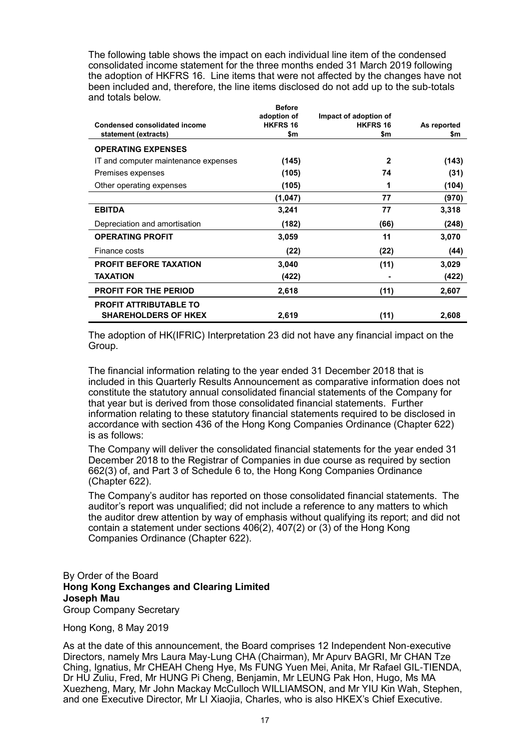The following table shows the impact on each individual line item of the condensed consolidated income statement for the three months ended 31 March 2019 following the adoption of HKFRS 16. Line items that were not affected by the changes have not been included and, therefore, the line items disclosed do not add up to the sub-totals and totals below.

| Condensed consolidated income statement (extracts) | Before adoption of HKFRS 16 $m | Impact of adoption of HKFRS 16 $m | As reported $m |
|---|---|---|---|
| **OPERATING EXPENSES** | | | |
| IT and computer maintenance expenses | **(145)** | **2** | **(143)** |
| Premises expenses | **(105)** | **74** | **(31)** |
| Other operating expenses | **(105)** | **1** | **(104)** |
| | **(1,047)** | **77** | **(970)** |
| **EBITDA** | **3,241** | **77** | **3,318** |
| Depreciation and amortisation | **(182)** | **(66)** | **(248)** |
| **OPERATING PROFIT** | **3,059** | **11** | **3,070** |
| Finance costs | **(22)** | **(22)** | **(44)** |
| **PROFIT BEFORE TAXATION** | **3,040** | **(11)** | **3,029** |
| **TAXATION** | **(422)** | **-** | **(422)** |
| **PROFIT FOR THE PERIOD** | **2,618** | **(11)** | **2,607** |
| **PROFIT ATTRIBUTABLE TO SHAREHOLDERS OF HKEX** | **2,619** | **(11)** | **2,608** |

The adoption of HK(IFRIC) Interpretation 23 did not have any financial impact on the Group.

The financial information relating to the year ended 31 December 2018 that is included in this Quarterly Results Announcement as comparative information does not constitute the statutory annual consolidated financial statements of the Company for that year but is derived from those consolidated financial statements. Further information relating to these statutory financial statements required to be disclosed in accordance with section 436 of the Hong Kong Companies Ordinance (Chapter 622) is as follows:

The Company will deliver the consolidated financial statements for the year ended 31 December 2018 to the Registrar of Companies in due course as required by section 662(3) of, and Part 3 of Schedule 6 to, the Hong Kong Companies Ordinance (Chapter 622).

The Company's auditor has reported on those consolidated financial statements. The auditor's report was unqualified; did not include a reference to any matters to which the auditor drew attention by way of emphasis without qualifying its report; and did not contain a statement under sections 406(2), 407(2) or (3) of the Hong Kong Companies Ordinance (Chapter 622).

By Order of the Board
**Hong Kong Exchanges and Clearing Limited**
**Joseph Mau**
Group Company Secretary

Hong Kong, 8 May 2019

As at the date of this announcement, the Board comprises 12 Independent Non-executive Directors, namely Mrs Laura May-Lung CHA (Chairman), Mr Apurv BAGRI, Mr CHAN Tze Ching, Ignatius, Mr CHEAH Cheng Hye, Ms FUNG Yuen Mei, Anita, Mr Rafael GIL-TIENDA, Dr HU Zuliu, Fred, Mr HUNG Pi Cheng, Benjamin, Mr LEUNG Pak Hon, Hugo, Ms MA Xuezheng, Mary, Mr John Mackay McCulloch WILLIAMSON, and Mr YIU Kin Wah, Stephen, and one Executive Director, Mr LI Xiaojia, Charles, who is also HKEX's Chief Executive.